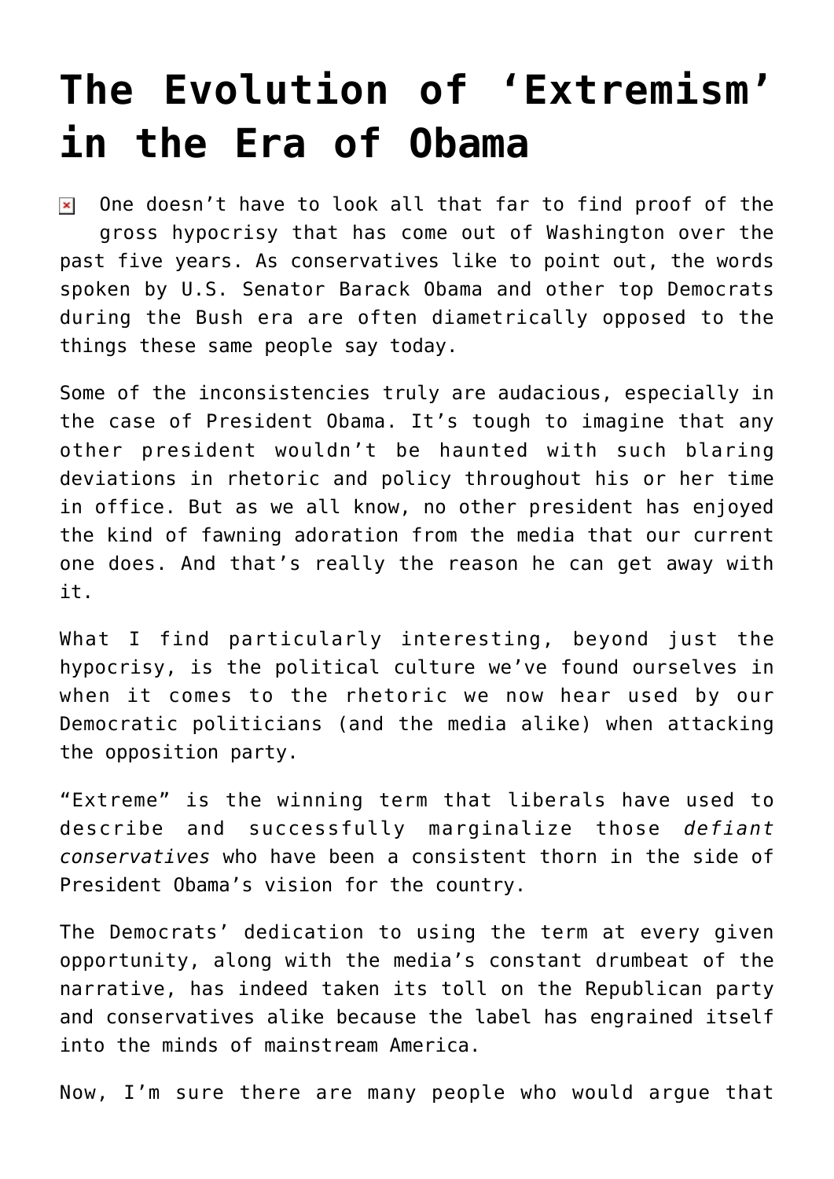# The Evolution of 'Extremism' in the Era of Obama

One doesn't have to look all that far to find proof of the gross hypocrisy that has come out of Washington over the past five years. As conservatives like to point out, the words spoken by U.S. Senator Barack Obama and other top Democrats during the Bush era are often diametrically opposed to the things these same people say today.

Some of the inconsistencies truly are audacious, especially in the case of President Obama. It's tough to imagine that any other president wouldn't be haunted with such blaring deviations in rhetoric and policy throughout his or her time in office. But as we all know, no other president has enjoyed the kind of fawning adoration from the media that our current one does. And that's really the reason he can get away with it.

What I find particularly interesting, beyond just the hypocrisy, is the political culture we've found ourselves in when it comes to the rhetoric we now hear used by our Democratic politicians (and the media alike) when attacking the opposition party.

"Extreme" is the winning term that liberals have used to describe and successfully marginalize those *defiant conservatives* who have been a consistent thorn in the side of President Obama's vision for the country.

The Democrats' dedication to using the term at every given opportunity, along with the media's constant drumbeat of the narrative, has indeed taken its toll on the Republican party and conservatives alike because the label has engrained itself into the minds of mainstream America.

Now, I'm sure there are many people who would argue that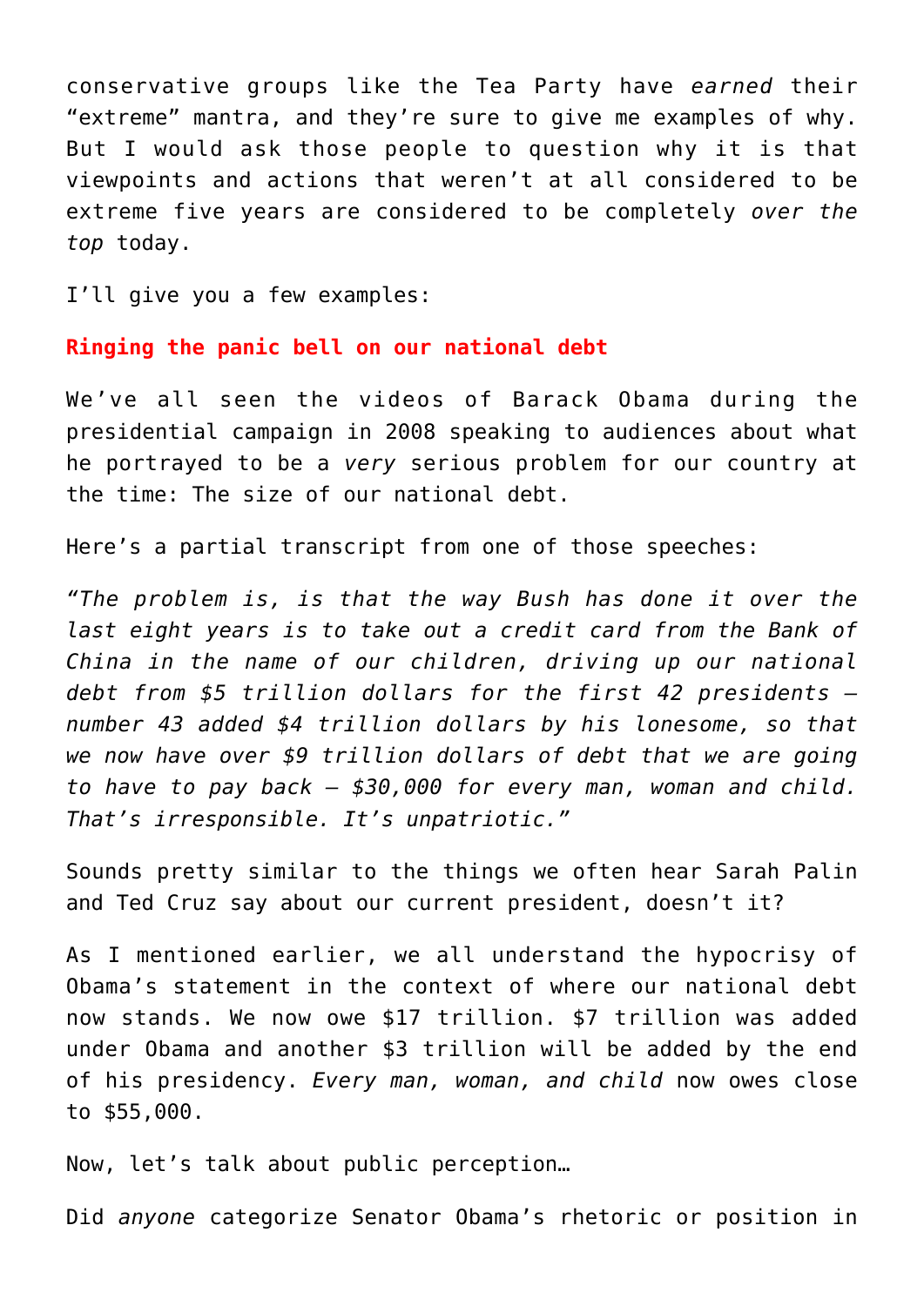conservative groups like the Tea Party have *earned* their "extreme" mantra, and they're sure to give me examples of why. But I would ask those people to question why it is that viewpoints and actions that weren't at all considered to be extreme five years are considered to be completely *over the top* today.

I'll give you a few examples:

**Ringing the panic bell on our national debt**

We've all seen the videos of Barack Obama during the presidential campaign in 2008 speaking to audiences about what he portrayed to be a *very* serious problem for our country at the time: The size of our national debt.

Here's a partial transcript from one of those speeches:

*"The problem is, is that the way Bush has done it over the last eight years is to take out a credit card from the Bank of China in the name of our children, driving up our national debt from $5 trillion dollars for the first 42 presidents – number 43 added $4 trillion dollars by his lonesome, so that we now have over $9 trillion dollars of debt that we are going to have to pay back – $30,000 for every man, woman and child. That's irresponsible. It's unpatriotic."*

Sounds pretty similar to the things we often hear Sarah Palin and Ted Cruz say about our current president, doesn't it?

As I mentioned earlier, we all understand the hypocrisy of Obama's statement in the context of where our national debt now stands. We now owe $17 trillion. $7 trillion was added under Obama and another $3 trillion will be added by the end of his presidency. *Every man, woman, and child* now owes close to $55,000.

Now, let's talk about public perception…

Did *anyone* categorize Senator Obama's rhetoric or position in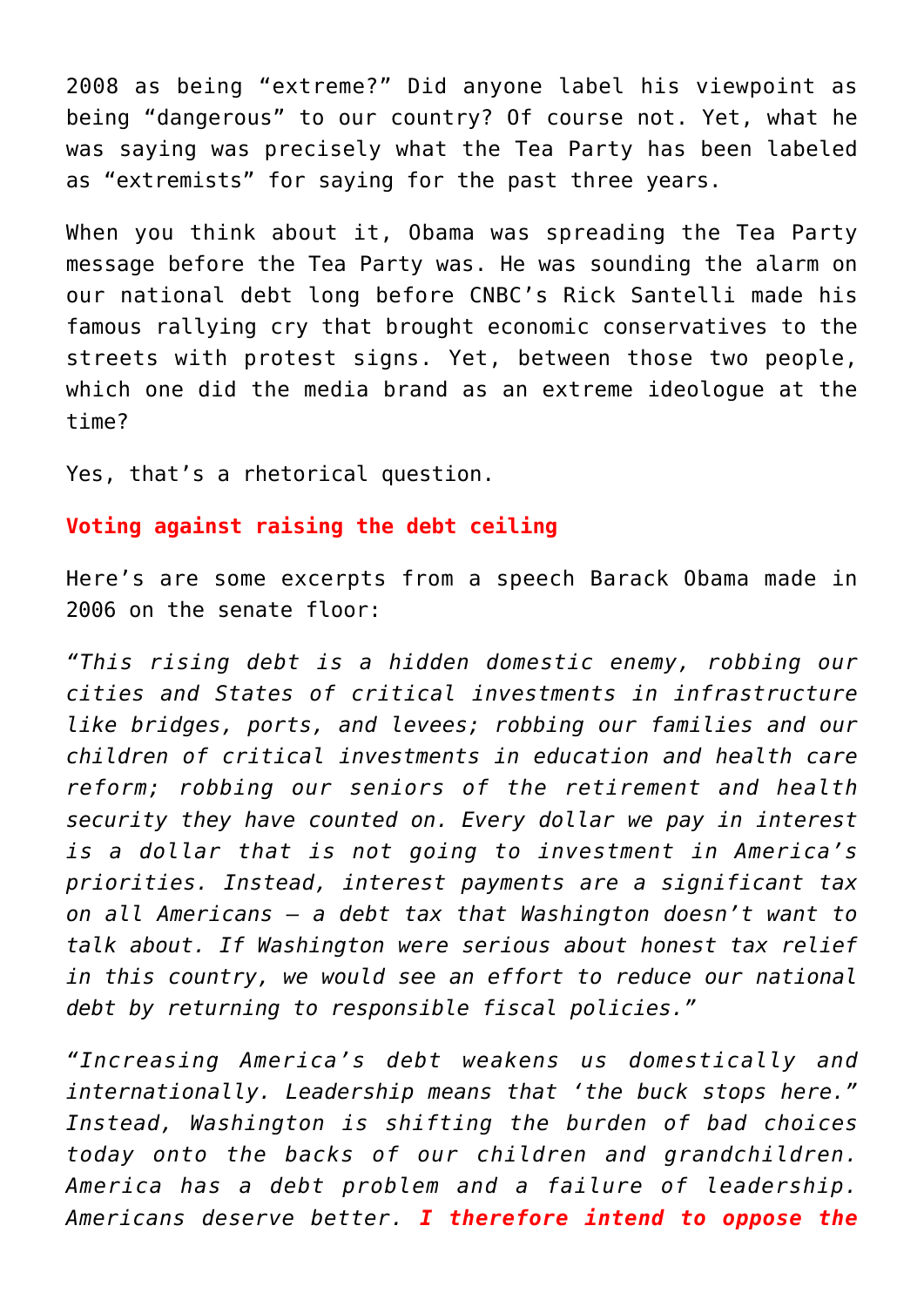2008 as being "extreme?" Did anyone label his viewpoint as being "dangerous" to our country? Of course not. Yet, what he was saying was precisely what the Tea Party has been labeled as "extremists" for saying for the past three years.

When you think about it, Obama was spreading the Tea Party message before the Tea Party was. He was sounding the alarm on our national debt long before CNBC's Rick Santelli made his famous rallying cry that brought economic conservatives to the streets with protest signs. Yet, between those two people, which one did the media brand as an extreme ideologue at the time?

Yes, that's a rhetorical question.

**Voting against raising the debt ceiling**

Here's are some excerpts from a speech Barack Obama made in 2006 on the senate floor:

*"This rising debt is a hidden domestic enemy, robbing our cities and States of critical investments in infrastructure like bridges, ports, and levees; robbing our families and our children of critical investments in education and health care reform; robbing our seniors of the retirement and health security they have counted on. Every dollar we pay in interest is a dollar that is not going to investment in America's priorities. Instead, interest payments are a significant tax on all Americans — a debt tax that Washington doesn't want to talk about. If Washington were serious about honest tax relief in this country, we would see an effort to reduce our national debt by returning to responsible fiscal policies."*

*"Increasing America's debt weakens us domestically and internationally. Leadership means that 'the buck stops here." Instead, Washington is shifting the burden of bad choices today onto the backs of our children and grandchildren. America has a debt problem and a failure of leadership. Americans deserve better.* ***I therefore intend to oppose the***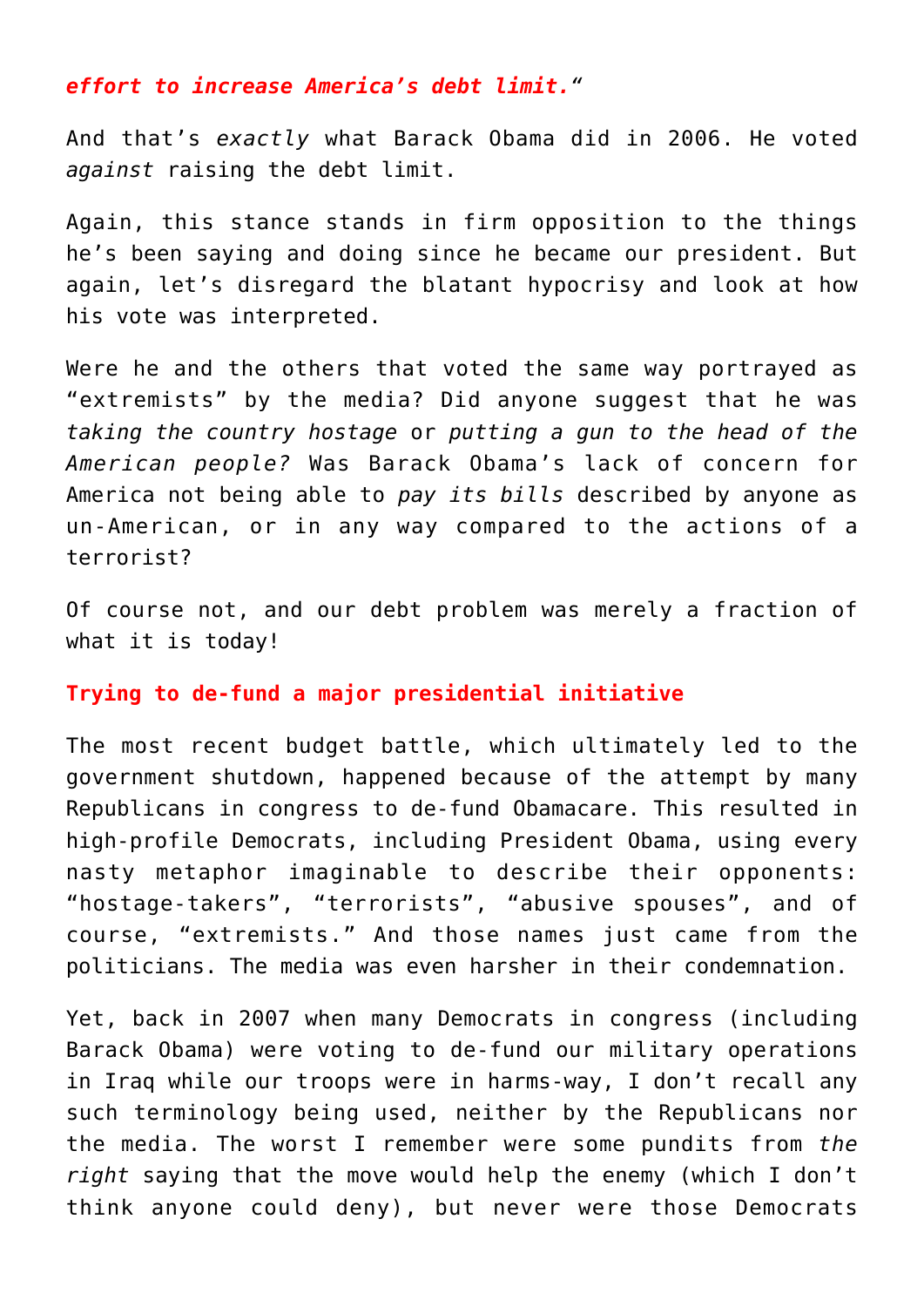***effort to increase America's debt limit."***

And that's *exactly* what Barack Obama did in 2006. He voted *against* raising the debt limit.

Again, this stance stands in firm opposition to the things he's been saying and doing since he became our president. But again, let's disregard the blatant hypocrisy and look at how his vote was interpreted.

Were he and the others that voted the same way portrayed as "extremists" by the media? Did anyone suggest that he was *taking the country hostage* or *putting a gun to the head of the American people?* Was Barack Obama's lack of concern for America not being able to *pay its bills* described by anyone as un-American, or in any way compared to the actions of a terrorist?

Of course not, and our debt problem was merely a fraction of what it is today!

**Trying to de-fund a major presidential initiative**

The most recent budget battle, which ultimately led to the government shutdown, happened because of the attempt by many Republicans in congress to de-fund Obamacare. This resulted in high-profile Democrats, including President Obama, using every nasty metaphor imaginable to describe their opponents: "hostage-takers", "terrorists", "abusive spouses", and of course, "extremists." And those names just came from the politicians. The media was even harsher in their condemnation.

Yet, back in 2007 when many Democrats in congress (including Barack Obama) were voting to de-fund our military operations in Iraq while our troops were in harms-way, I don't recall any such terminology being used, neither by the Republicans nor the media. The worst I remember were some pundits from *the right* saying that the move would help the enemy (which I don't think anyone could deny), but never were those Democrats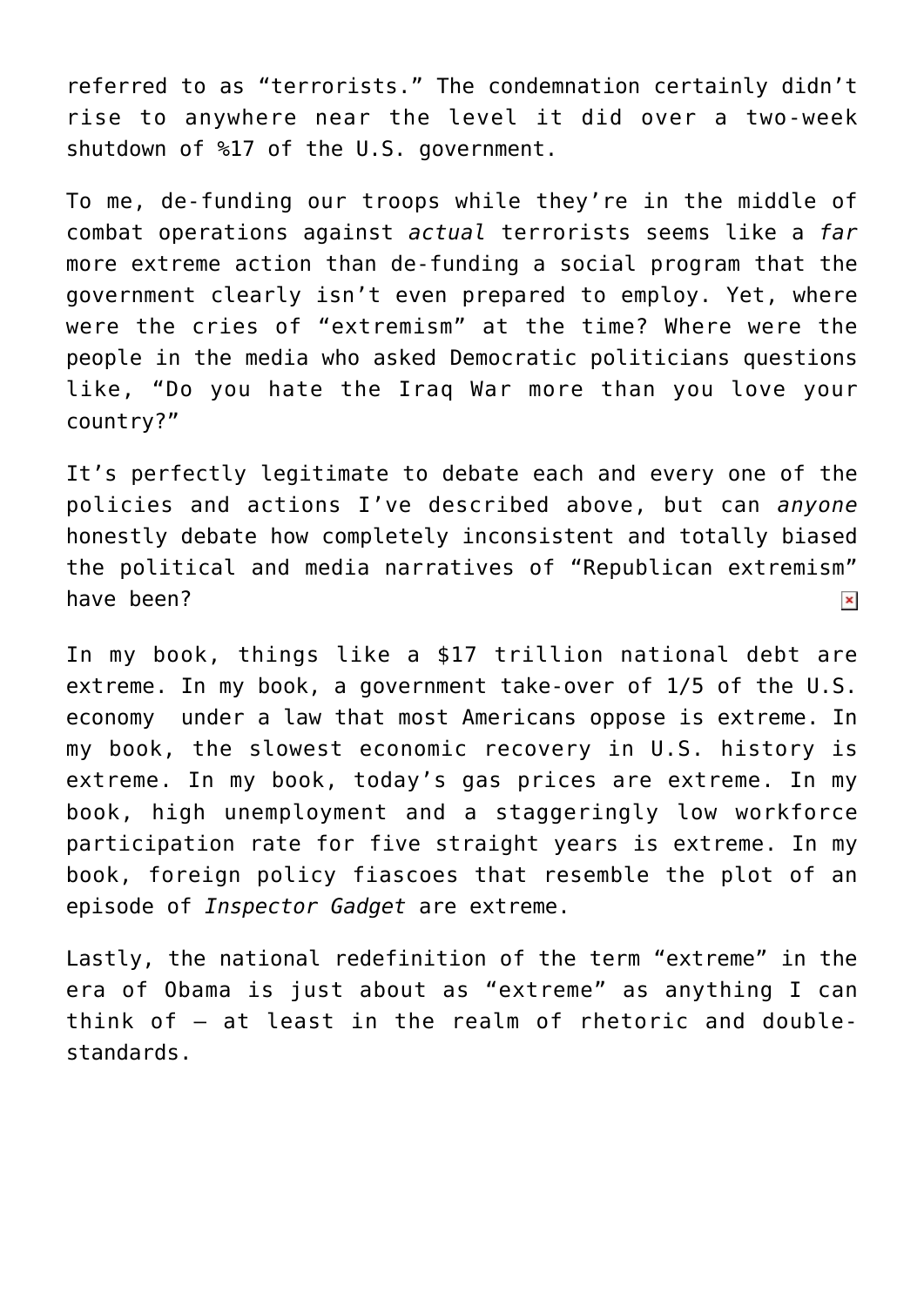referred to as "terrorists." The condemnation certainly didn't rise to anywhere near the level it did over a two-week shutdown of %17 of the U.S. government.

To me, de-funding our troops while they're in the middle of combat operations against *actual* terrorists seems like a *far* more extreme action than de-funding a social program that the government clearly isn't even prepared to employ. Yet, where were the cries of "extremism" at the time? Where were the people in the media who asked Democratic politicians questions like, "Do you hate the Iraq War more than you love your country?"

It's perfectly legitimate to debate each and every one of the policies and actions I've described above, but can *anyone* honestly debate how completely inconsistent and totally biased the political and media narratives of "Republican extremism" have been?

In my book, things like a $17 trillion national debt are extreme. In my book, a government take-over of 1/5 of the U.S. economy under a law that most Americans oppose is extreme. In my book, the slowest economic recovery in U.S. history is extreme. In my book, today's gas prices are extreme. In my book, high unemployment and a staggeringly low workforce participation rate for five straight years is extreme. In my book, foreign policy fiascoes that resemble the plot of an episode of *Inspector Gadget* are extreme.

Lastly, the national redefinition of the term "extreme" in the era of Obama is just about as "extreme" as anything I can think of – at least in the realm of rhetoric and double-standards.